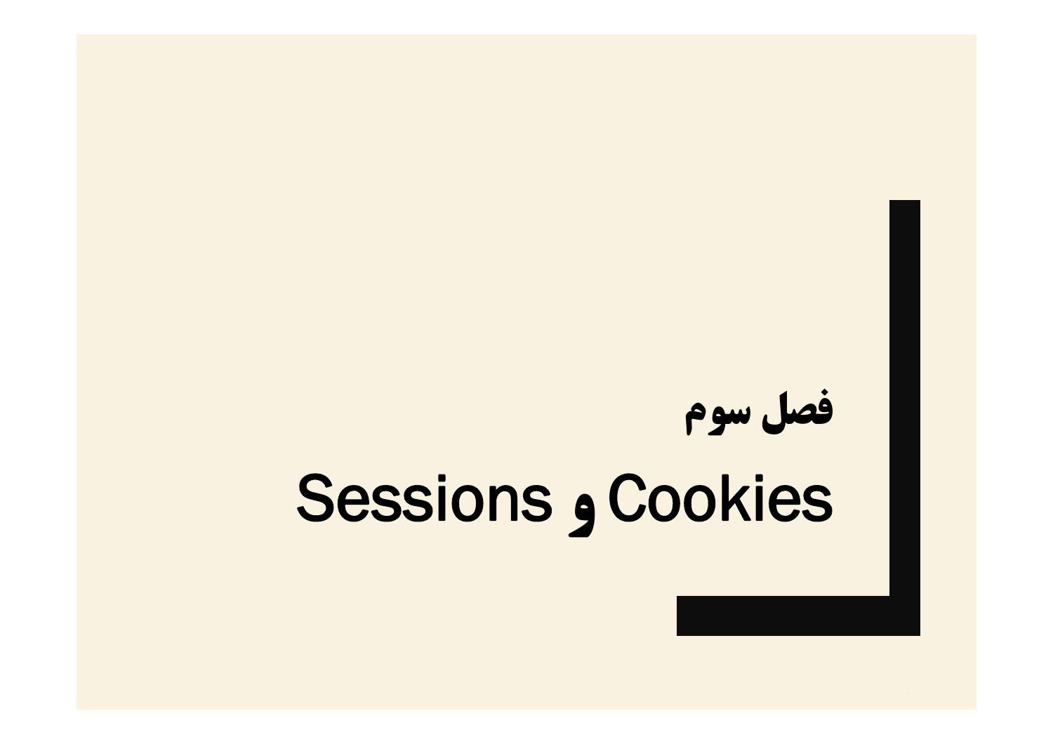# فصل سوم

# Cookies و Sessions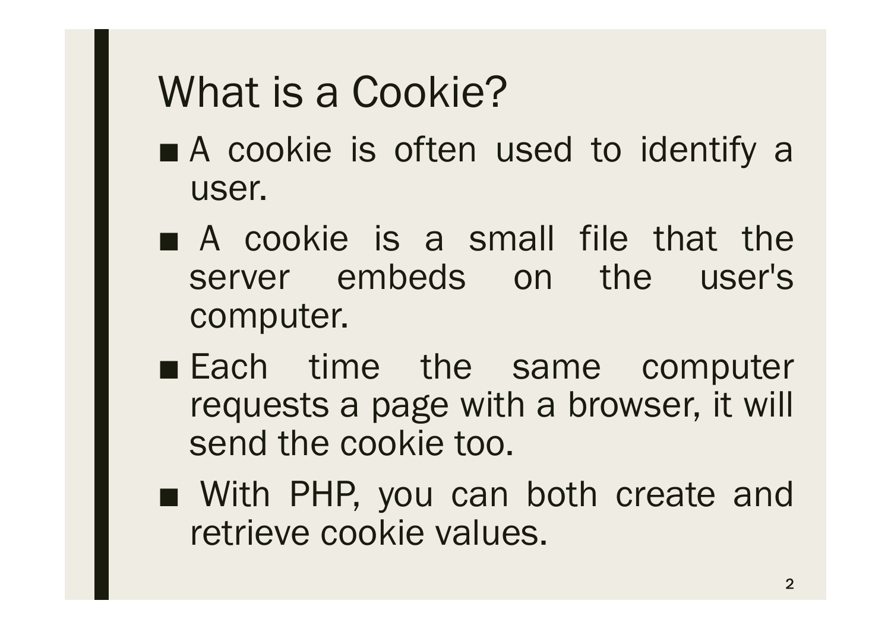# What is a Cookie?

- A cookie is often used to identify a user.
- A cookie is a small file that the server embeds on the user's computer.
- Each time the same computer requests a page with a browser, it will send the cookie too.
- With PHP, you can both create and retrieve cookie values.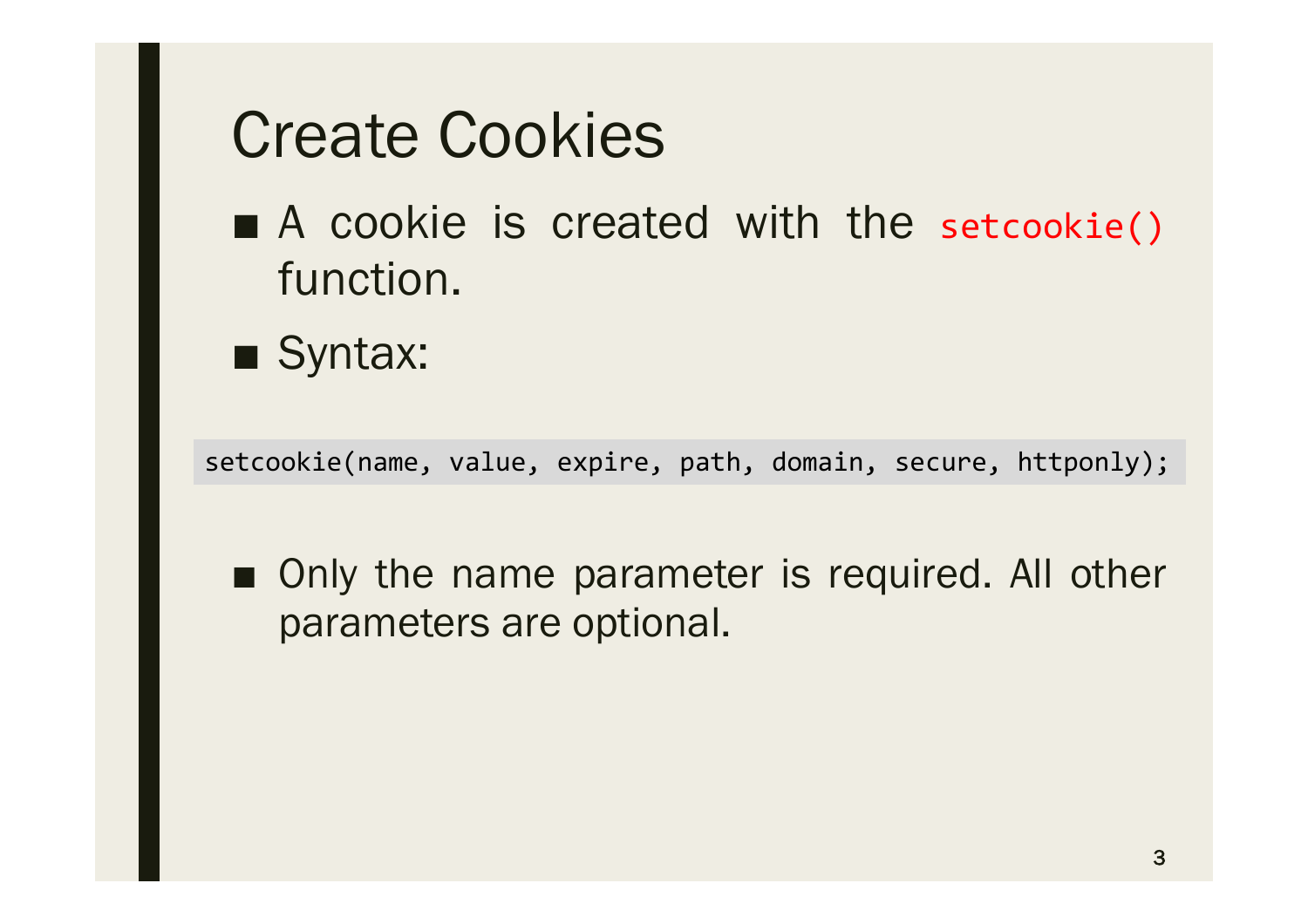# Create Cookies

- A cookie is created with the `setcookie()` function.
- Syntax:

```
setcookie(name, value, expire, path, domain, secure, httponly);
```

- Only the name parameter is required. All other parameters are optional.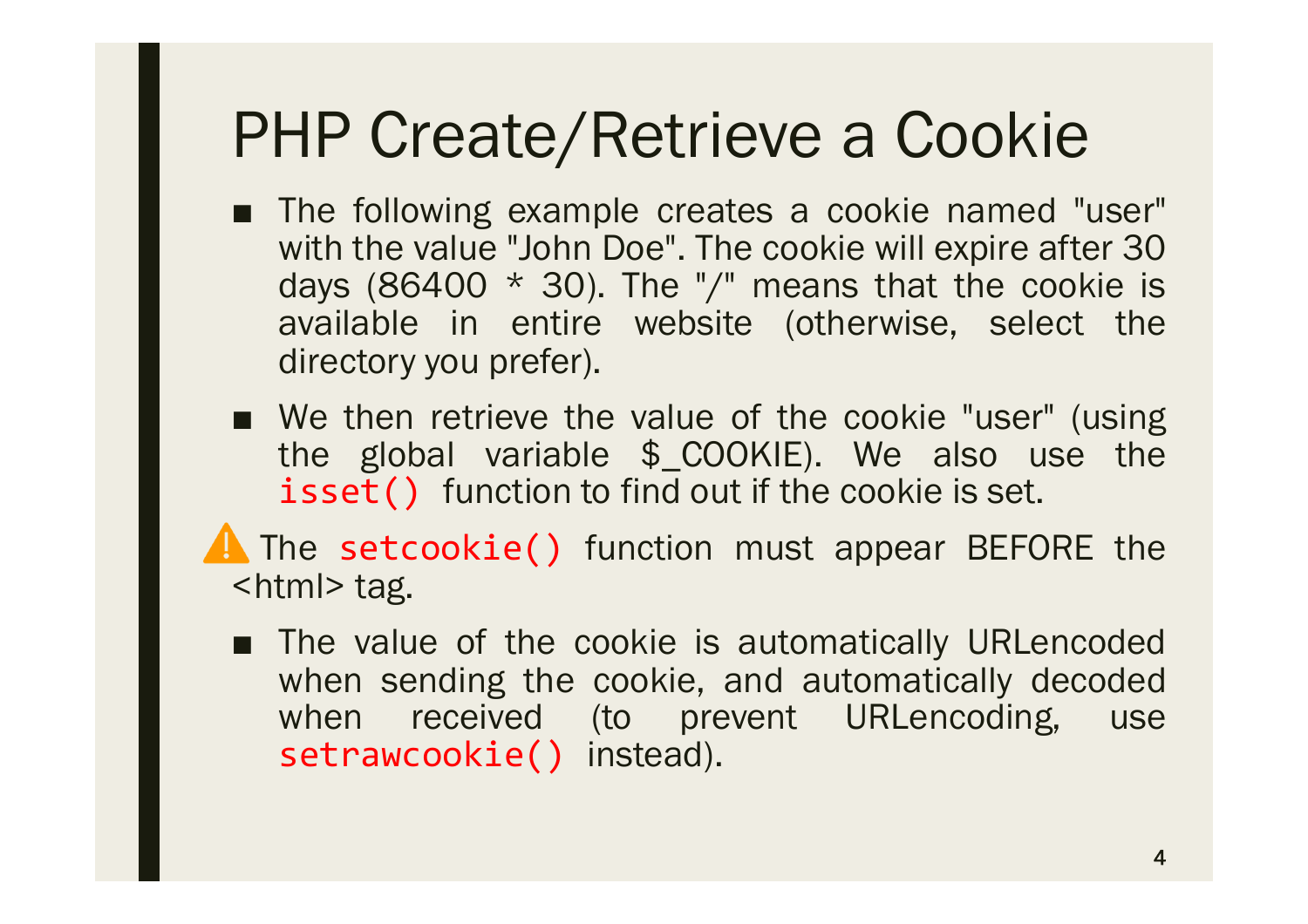# PHP Create/Retrieve a Cookie

- The following example creates a cookie named "user" with the value "John Doe". The cookie will expire after 30 days (86400 * 30). The "/" means that the cookie is available in entire website (otherwise, select the directory you prefer).
- We then retrieve the value of the cookie "user" (using the global variable $_COOKIE). We also use the `isset()` function to find out if the cookie is set.

⚠️ The `setcookie()` function must appear BEFORE the <html> tag.

- The value of the cookie is automatically URLencoded when sending the cookie, and automatically decoded when received (to prevent URLencoding, use `setrawcookie()` instead).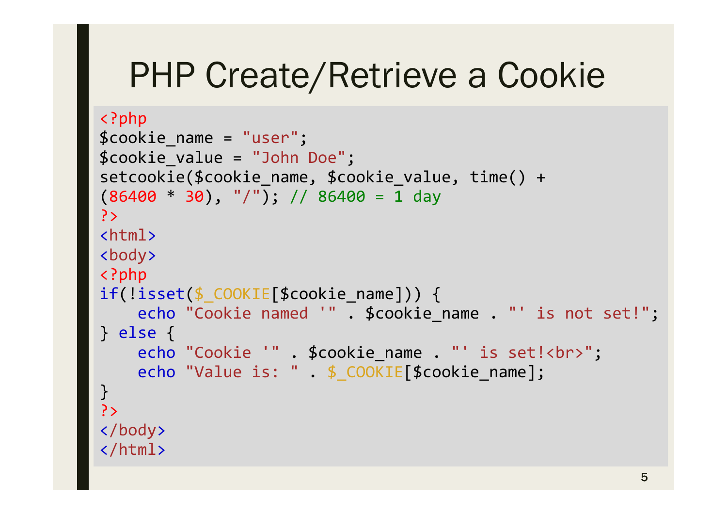# PHP Create/Retrieve a Cookie

```php
<?php
$cookie_name = "user";
$cookie_value = "John Doe";
setcookie($cookie_name, $cookie_value, time() +
(86400 * 30), "/"); // 86400 = 1 day
?>
<html>
<body>
<?php
if(!isset($_COOKIE[$cookie_name])) {
    echo "Cookie named '" . $cookie_name . "' is not set!";
} else {
    echo "Cookie '" . $cookie_name . "' is set!<br>";
    echo "Value is: " . $_COOKIE[$cookie_name];
}
?>
</body>
</html>
```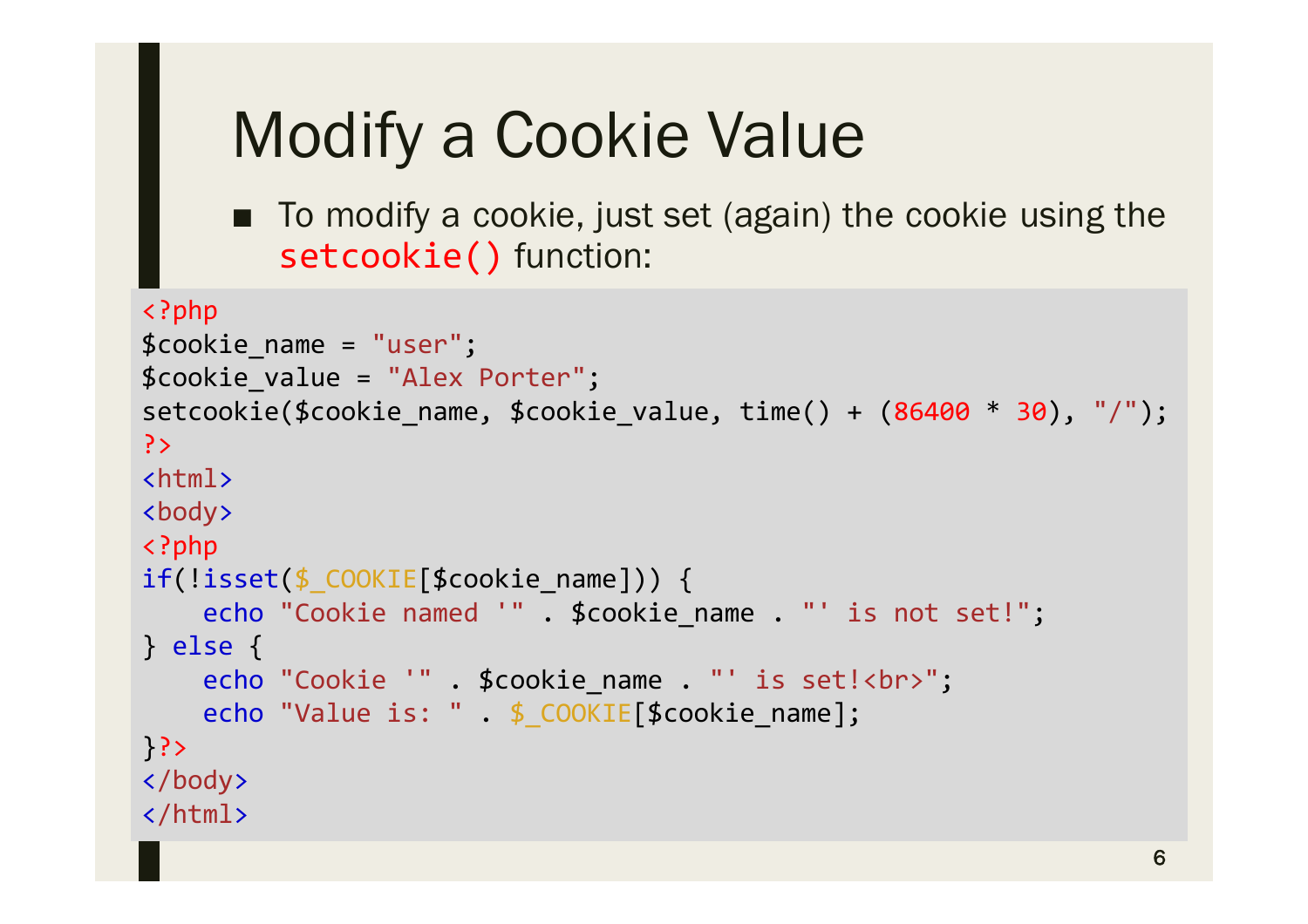# Modify a Cookie Value

- To modify a cookie, just set (again) the cookie using the `setcookie()` function:

```
<?php
$cookie_name = "user";
$cookie_value = "Alex Porter";
setcookie($cookie_name, $cookie_value, time() + (86400 * 30), "/");
?>
<html>
<body>
<?php
if(!isset($_COOKIE[$cookie_name])) {
    echo "Cookie named '" . $cookie_name . "' is not set!";
} else {
    echo "Cookie '" . $cookie_name . "' is set!<br>";
    echo "Value is: " . $_COOKIE[$cookie_name];
}?>
</body>
</html>
```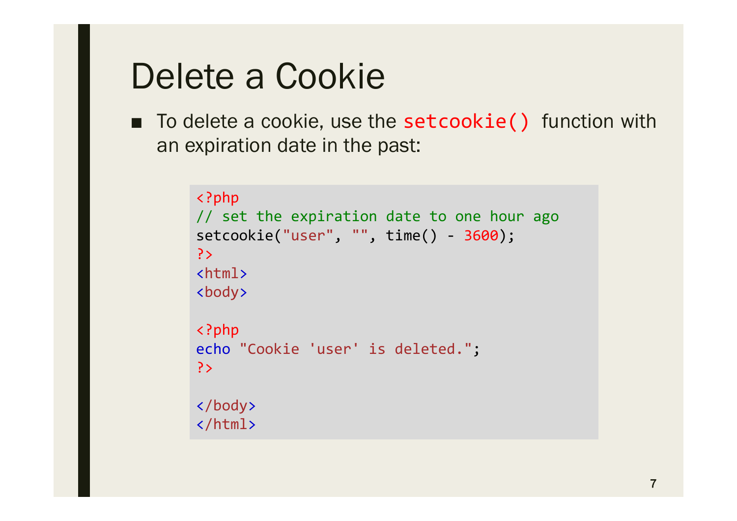# Delete a Cookie

- To delete a cookie, use the `setcookie()` function with an expiration date in the past:

```php
<?php
// set the expiration date to one hour ago
setcookie("user", "", time() - 3600);
?>
<html>
<body>

<?php
echo "Cookie 'user' is deleted.";
?>

</body>
</html>
```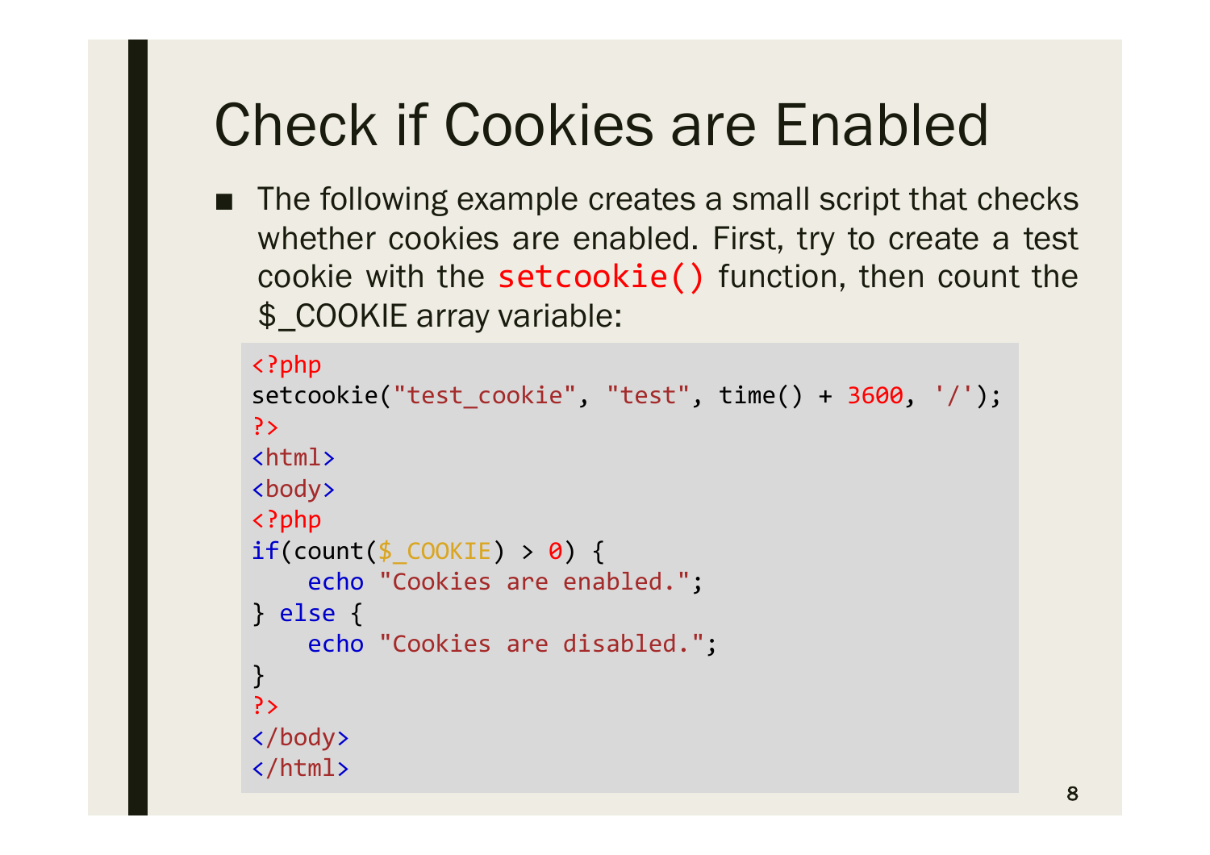# Check if Cookies are Enabled

- The following example creates a small script that checks whether cookies are enabled. First, try to create a test cookie with the `setcookie()` function, then count the $_COOKIE array variable:

```php
<?php
setcookie("test_cookie", "test", time() + 3600, '/');
?>
<html>
<body>
<?php
if(count($_COOKIE) > 0) {
    echo "Cookies are enabled.";
} else {
    echo "Cookies are disabled.";
}
?>
</body>
</html>
```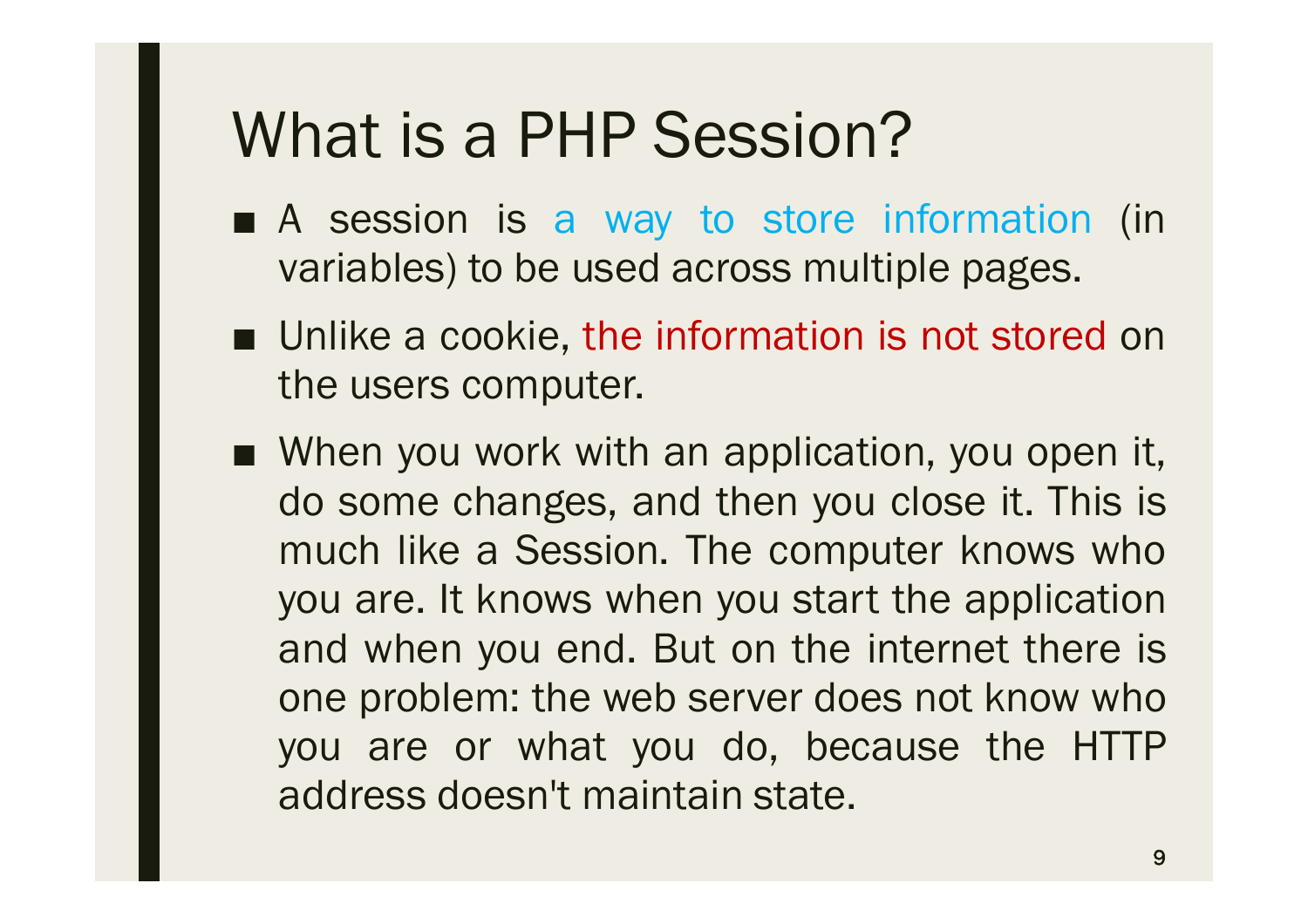# What is a PHP Session?

- A session is a way to store information (in variables) to be used across multiple pages.
- Unlike a cookie, the information is not stored on the users computer.
- When you work with an application, you open it, do some changes, and then you close it. This is much like a Session. The computer knows who you are. It knows when you start the application and when you end. But on the internet there is one problem: the web server does not know who you are or what you do, because the HTTP address doesn't maintain state.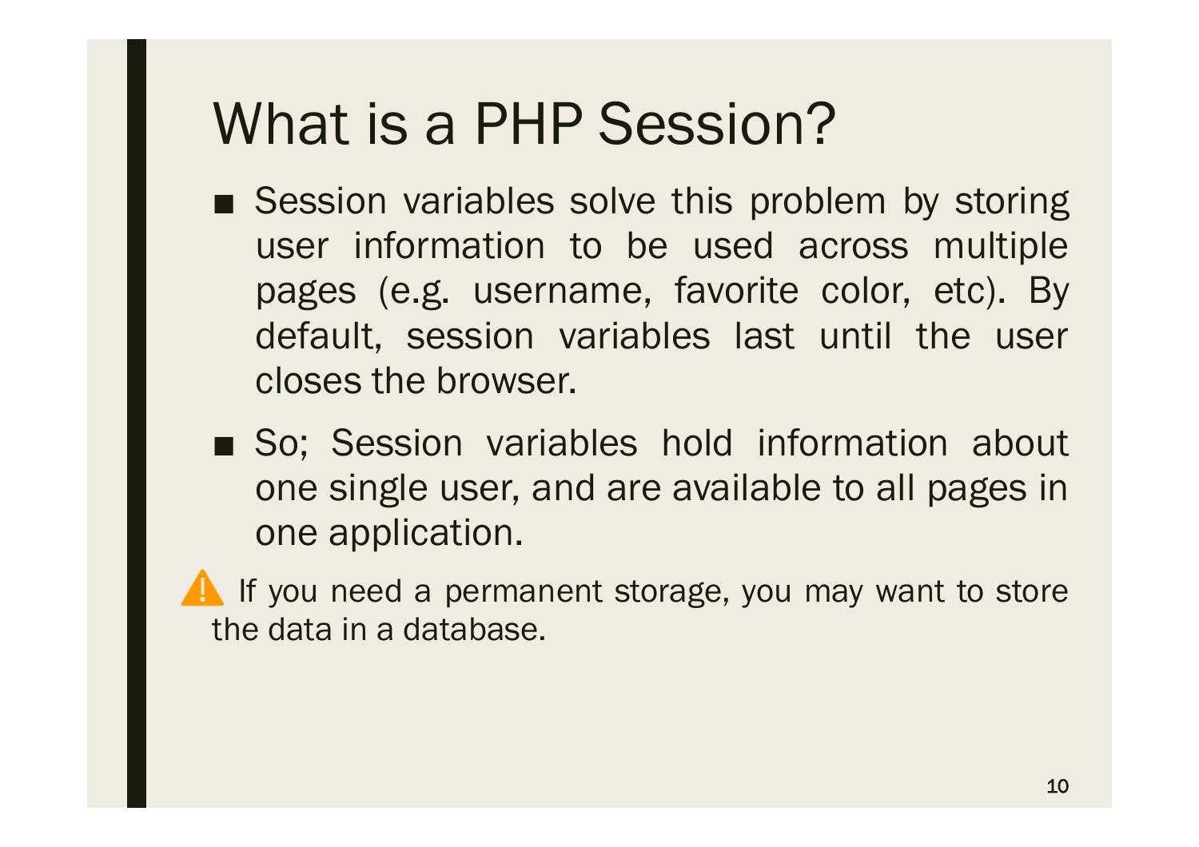# What is a PHP Session?

- Session variables solve this problem by storing user information to be used across multiple pages (e.g. username, favorite color, etc). By default, session variables last until the user closes the browser.
- So; Session variables hold information about one single user, and are available to all pages in one application.

⚠️ If you need a permanent storage, you may want to store the data in a database.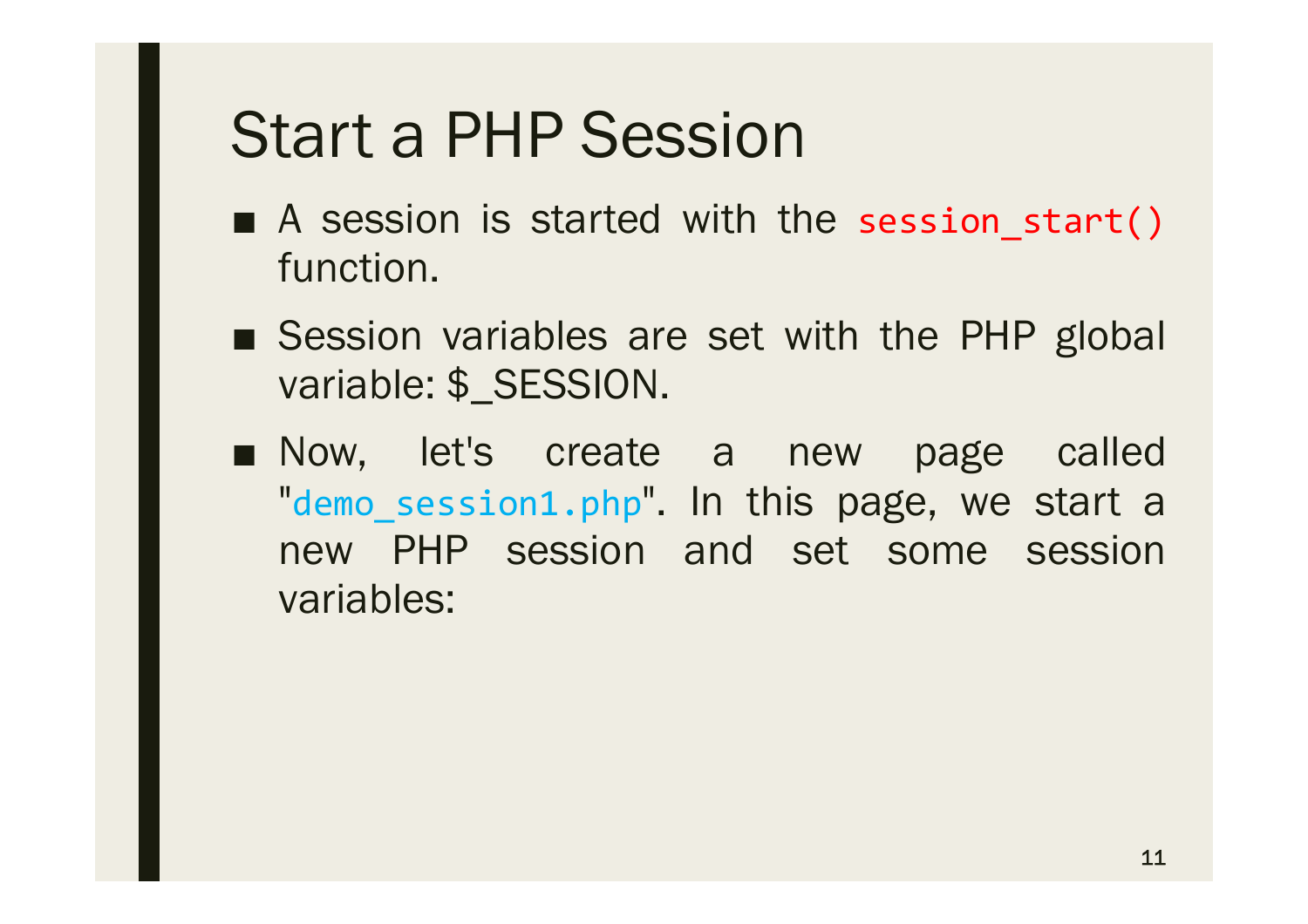# Start a PHP Session

- A session is started with the `session_start()` function.
- Session variables are set with the PHP global variable: $_SESSION.
- Now, let's create a new page called "`demo_session1.php`". In this page, we start a new PHP session and set some session variables: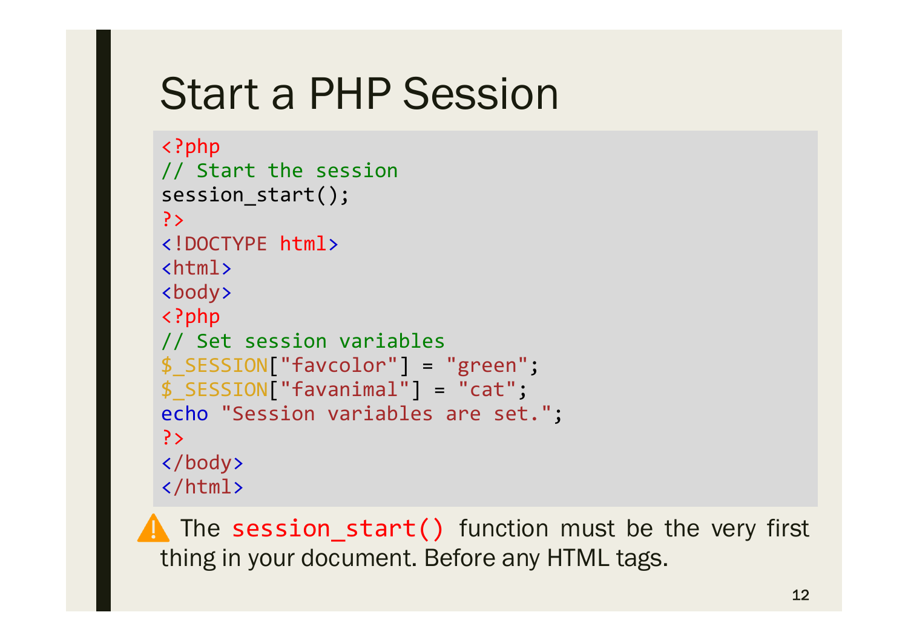# Start a PHP Session

```php
<?php
// Start the session
session_start();
?>
<!DOCTYPE html>
<html>
<body>
<?php
// Set session variables
$_SESSION["favcolor"] = "green";
$_SESSION["favanimal"] = "cat";
echo "Session variables are set.";
?>
</body>
</html>
```

⚠️ The `session_start()` function must be the very first thing in your document. Before any HTML tags.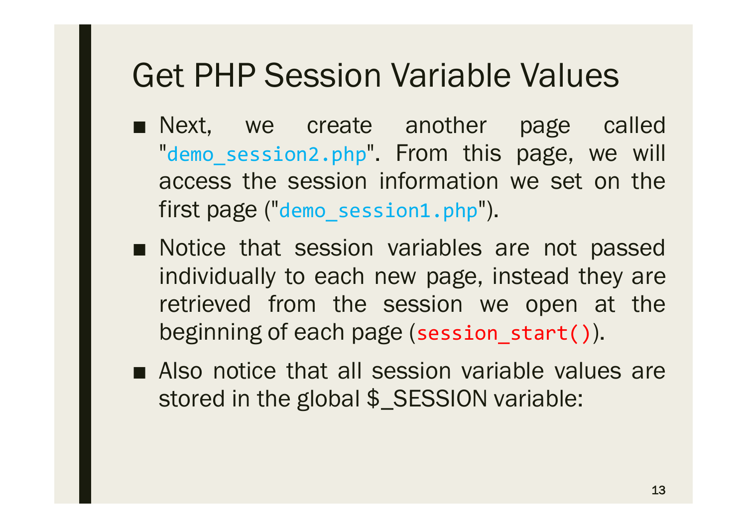# Get PHP Session Variable Values

- Next, we create another page called "`demo_session2.php`". From this page, we will access the session information we set on the first page ("`demo_session1.php`").
- Notice that session variables are not passed individually to each new page, instead they are retrieved from the session we open at the beginning of each page (`session_start()`).
- Also notice that all session variable values are stored in the global $_SESSION variable: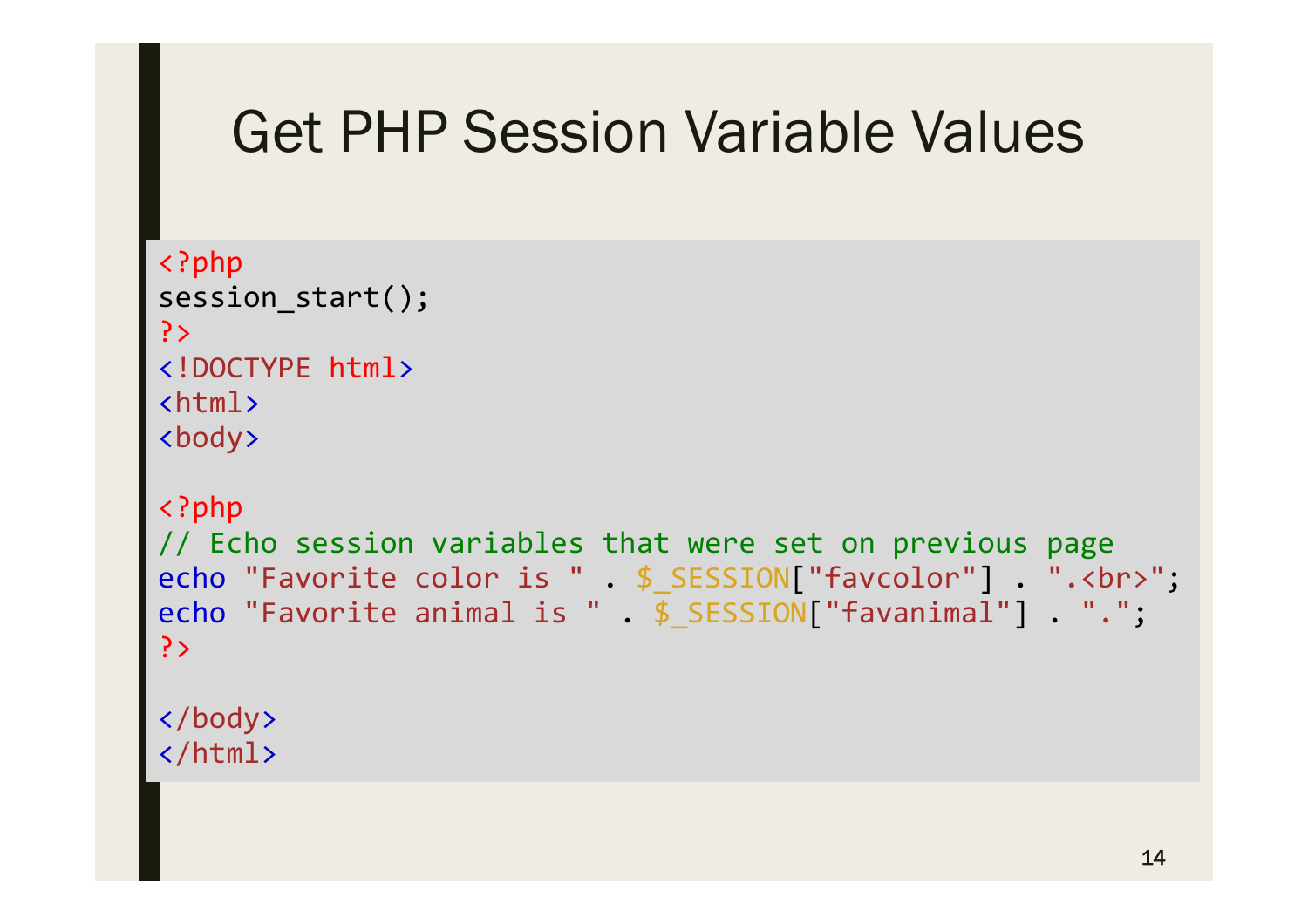# Get PHP Session Variable Values

```php
<?php
session_start();
?>
<!DOCTYPE html>
<html>
<body>

<?php
// Echo session variables that were set on previous page
echo "Favorite color is " . $_SESSION["favcolor"] . ".<br>";
echo "Favorite animal is " . $_SESSION["favanimal"] . ".";
?>

</body>
</html>
```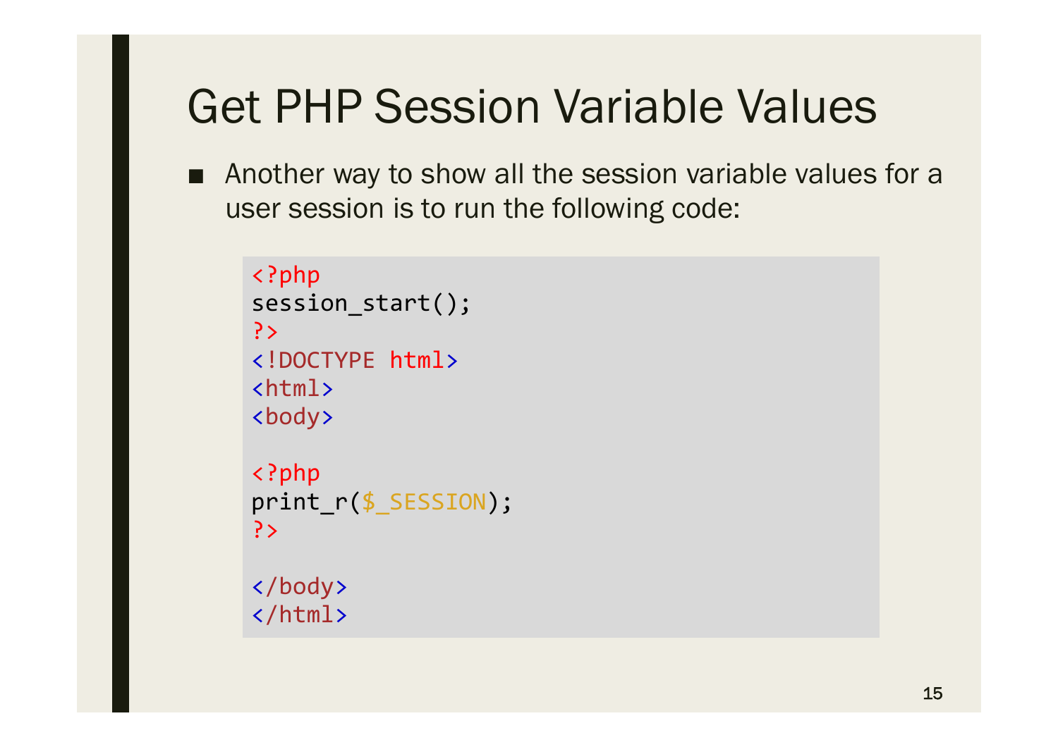# Get PHP Session Variable Values

- Another way to show all the session variable values for a user session is to run the following code:

```
<?php
session_start();
?>
<!DOCTYPE html>
<html>
<body>

<?php
print_r($_SESSION);
?>

</body>
</html>
```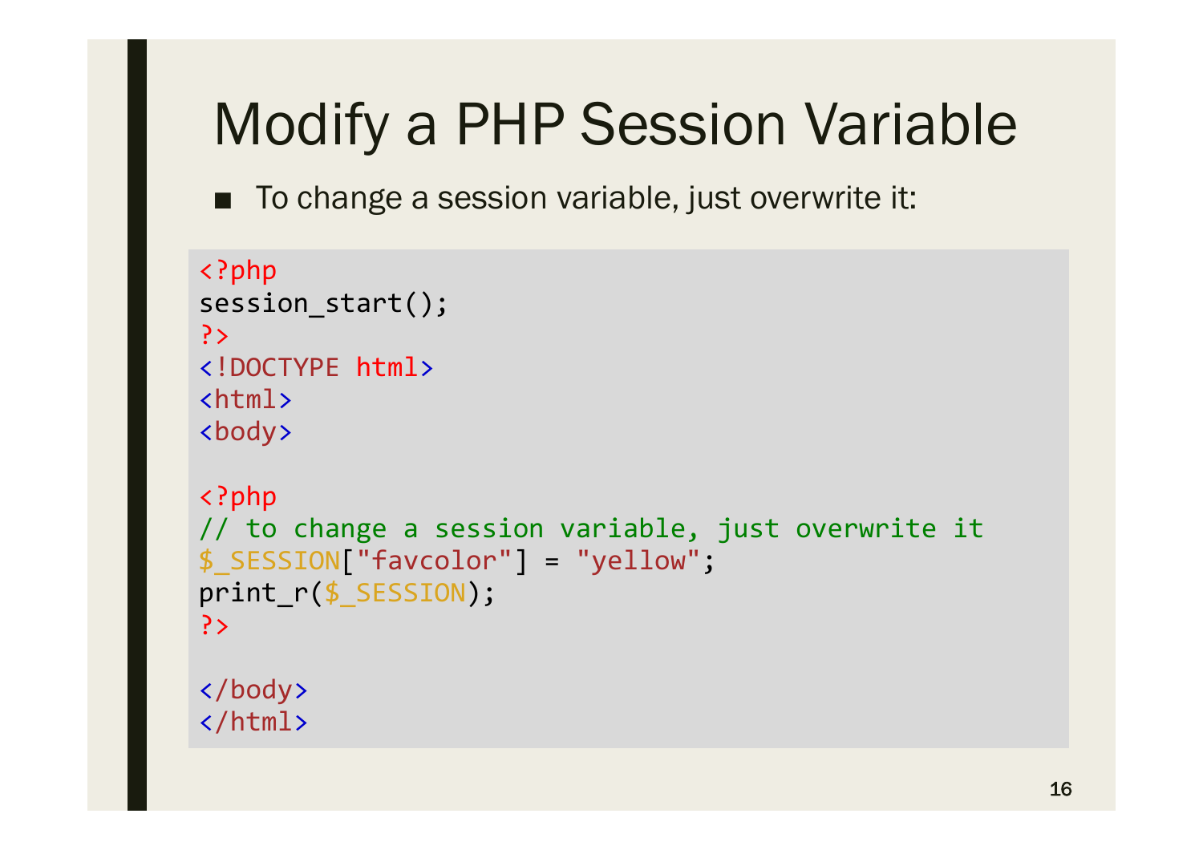# Modify a PHP Session Variable

- To change a session variable, just overwrite it:

```
<?php
session_start();
?>
<!DOCTYPE html>
<html>
<body>

<?php
// to change a session variable, just overwrite it
$_SESSION["favcolor"] = "yellow";
print_r($_SESSION);
?>

</body>
</html>
```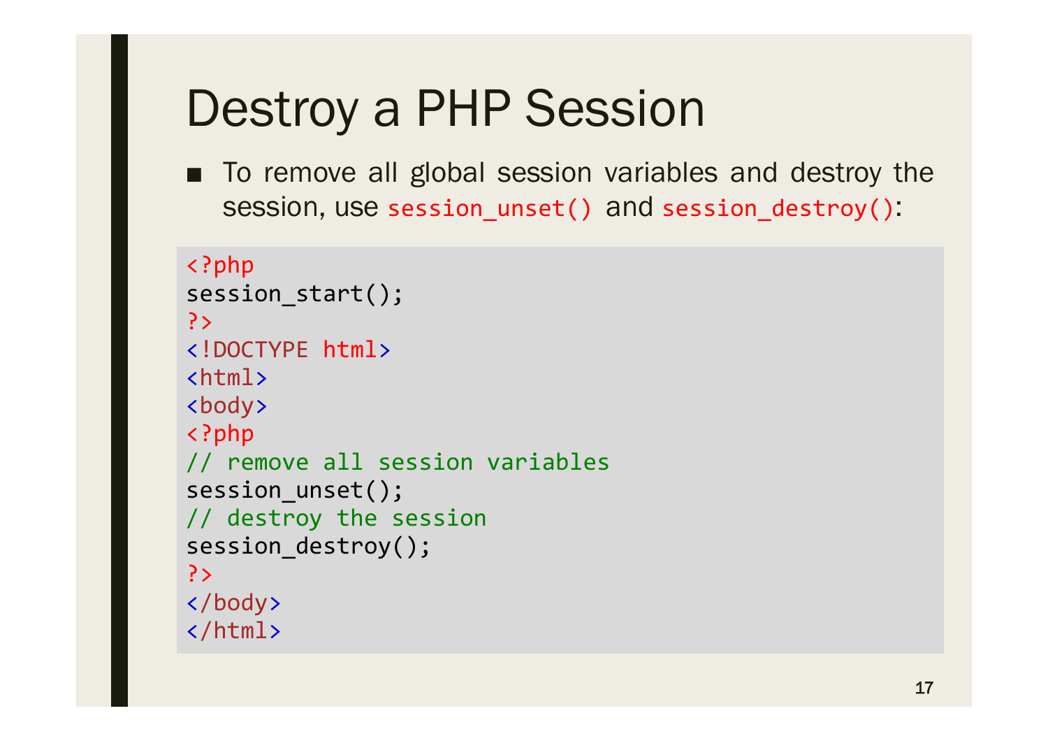# Destroy a PHP Session

- To remove all global session variables and destroy the session, use `session_unset()` and `session_destroy()`:

```
<?php
session_start();
?>
<!DOCTYPE html>
<html>
<body>
<?php
// remove all session variables
session_unset();
// destroy the session
session_destroy();
?>
</body>
</html>
```